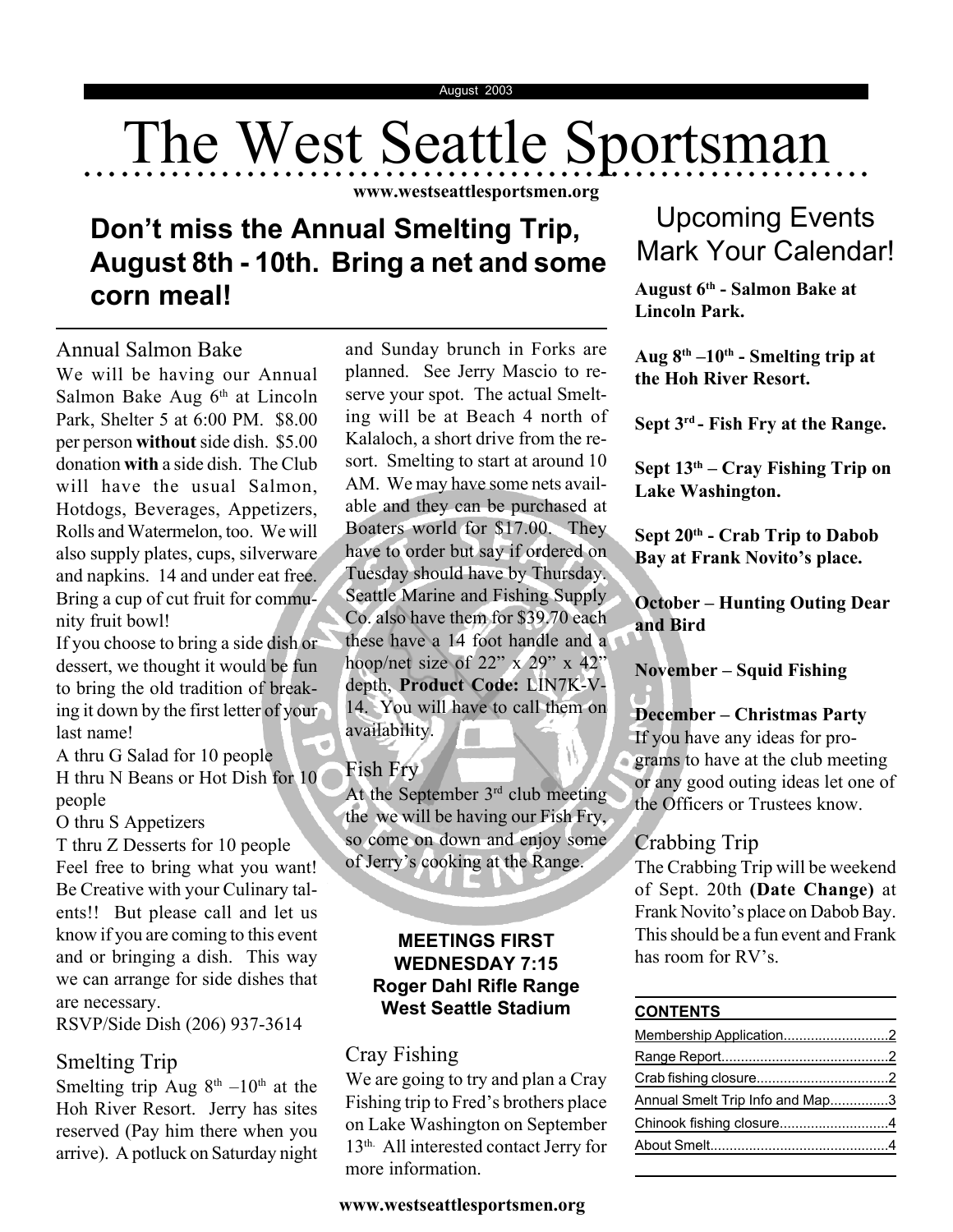August 2003

# The West Seattle Sportsman

www.westseattlesportsmen.org

## Don't miss the Annual Smelting Trip, August 8th - 10th. Bring a net and some corn meal!

### Annual Salmon Bake

We will be having our Annual Salmon Bake Aug 6th at Lincoln Park, Shelter 5 at 6:00 PM. $8.00 per person **without** side dish. $5.00 donation **with** a side dish. The Club will have the usual Salmon, Hotdogs, Beverages, Appetizers, Rolls and Watermelon, too. We will also supply plates, cups, silverware and napkins. 14 and under eat free. Bring a cup of cut fruit for community fruit bowl!

If you choose to bring a side dish or dessert, we thought it would be fun to bring the old tradition of breaking it down by the first letter of your last name!

A thru G Salad for 10 people

H thru N Beans or Hot Dish for 10 people

O thru S Appetizers

T thru Z Desserts for 10 people

Feel free to bring what you want! Be Creative with your Culinary talents!! But please call and let us know if you are coming to this event and or bringing a dish. This way we can arrange for side dishes that are necessary.

RSVP/Side Dish (206) 937-3614

### Smelting Trip

Smelting trip Aug 8th –10th at the Hoh River Resort. Jerry has sites reserved (Pay him there when you arrive). A potluck on Saturday night and Sunday brunch in Forks are planned. See Jerry Mascio to reserve your spot. The actual Smelting will be at Beach 4 north of Kalaloch, a short drive from the resort. Smelting to start at around 10 AM. We may have some nets available and they can be purchased at Boaters world for $17.00. They have to order but say if ordered on Tuesday should have by Thursday. Seattle Marine and Fishing Supply Co. also have them for $39.70 each these have a 14 foot handle and a hoop/net size of 22" x 29" x 42" depth, **Product Code:** LIN7K-V-14. You will have to call them on availability.

### Fish Fry

At the September 3rd club meeting the we will be having our Fish Fry, so come on down and enjoy some of Jerry's cooking at the Range.

**MEETINGS FIRST WEDNESDAY 7:15**
**Roger Dahl Rifle Range**
**West Seattle Stadium**

### Cray Fishing

We are going to try and plan a Cray Fishing trip to Fred's brothers place on Lake Washington on September 13th. All interested contact Jerry for more information.

## Upcoming Events Mark Your Calendar!

**August 6th - Salmon Bake at Lincoln Park.**

**Aug 8th –10th - Smelting trip at the Hoh River Resort.**

**Sept 3rd - Fish Fry at the Range.**

**Sept 13th – Cray Fishing Trip on Lake Washington.**

**Sept 20th - Crab Trip to Dabob Bay at Frank Novito's place.**

**October – Hunting Outing Dear and Bird**

**November – Squid Fishing**

**December – Christmas Party**

If you have any ideas for programs to have at the club meeting or any good outing ideas let one of the Officers or Trustees know.

### Crabbing Trip

The Crabbing Trip will be weekend of Sept. 20th **(Date Change)** at Frank Novito's place on Dabob Bay. This should be a fun event and Frank has room for RV's.

**CONTENTS**

- Membership Application....2
- Range Report....2
- Crab fishing closure....2
- Annual Smelt Trip Info and Map....3
- Chinook fishing closure....4
- About Smelt....4

www.westseattlesportsmen.org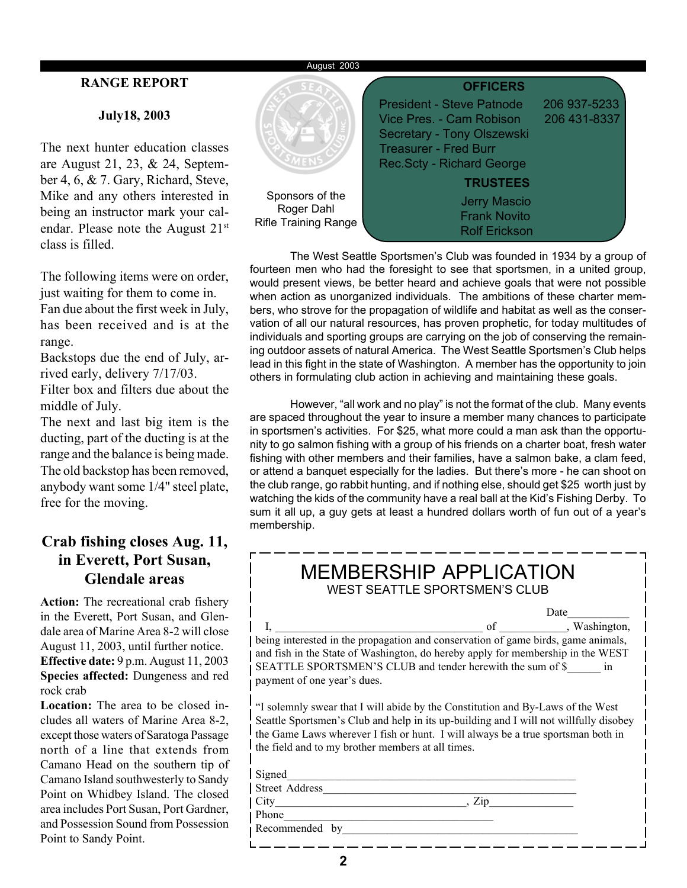## RANGE REPORT

### July18, 2003

The next hunter education classes are August 21, 23, & 24, September 4, 6, & 7. Gary, Richard, Steve, Mike and any others interested in being an instructor mark your calendar. Please note the August 21st class is filled.

The following items were on order, just waiting for them to come in.

Fan due about the first week in July, has been received and is at the range.

Backstops due the end of July, arrived early, delivery 7/17/03.

Filter box and filters due about the middle of July.

The next and last big item is the ducting, part of the ducting is at the range and the balance is being made.

The old backstop has been removed, anybody want some 1/4" steel plate, free for the moving.

## Crab fishing closes Aug. 11, in Everett, Port Susan, Glendale areas

**Action:** The recreational crab fishery in the Everett, Port Susan, and Glendale area of Marine Area 8-2 will close August 11, 2003, until further notice.

**Effective date:** 9 p.m. August 11, 2003

**Species affected:** Dungeness and red rock crab

**Location:** The area to be closed includes all waters of Marine Area 8-2, except those waters of Saratoga Passage north of a line that extends from Camano Head on the southern tip of Camano Island southwesterly to Sandy Point on Whidbey Island. The closed area includes Port Susan, Port Gardner, and Possession Sound from Possession Point to Sandy Point.

Sponsors of the Roger Dahl Rifle Training Range

### OFFICERS

President - Steve Patnode 206 937-5233
Vice Pres. - Cam Robison 206 431-8337
Secretary - Tony Olszewski
Treasurer - Fred Burr
Rec.Scty - Richard George

### TRUSTEES

Jerry Mascio
Frank Novito
Rolf Erickson

The West Seattle Sportsmen's Club was founded in 1934 by a group of fourteen men who had the foresight to see that sportsmen, in a united group, would present views, be better heard and achieve goals that were not possible when action as unorganized individuals. The ambitions of these charter members, who strove for the propagation of wildlife and habitat as well as the conservation of all our natural resources, has proven prophetic, for today multitudes of individuals and sporting groups are carrying on the job of conserving the remaining outdoor assets of natural America. The West Seattle Sportsmen's Club helps lead in this fight in the state of Washington. A member has the opportunity to join others in formulating club action in achieving and maintaining these goals.

However, "all work and no play" is not the format of the club. Many events are spaced throughout the year to insure a member many chances to participate in sportsmen's activities. For $25, what more could a man ask than the opportunity to go salmon fishing with a group of his friends on a charter boat, fresh water fishing with other members and their families, have a salmon bake, a clam feed, or attend a banquet especially for the ladies. But there's more - he can shoot on the club range, go rabbit hunting, and if nothing else, should get $25 worth just by watching the kids of the community have a real ball at the Kid's Fishing Derby. To sum it all up, a guy gets at least a hundred dollars worth of fun out of a year's membership.

## MEMBERSHIP APPLICATION

WEST SEATTLE SPORTSMEN'S CLUB

Date___________

I, ____________________________________ of ___________, Washington, being interested in the propagation and conservation of game birds, game animals, and fish in the State of Washington, do hereby apply for membership in the WEST SEATTLE SPORTSMEN'S CLUB and tender herewith the sum of $______ in payment of one year's dues.

"I solemnly swear that I will abide by the Constitution and By-Laws of the West Seattle Sportsmen's Club and help in its up-building and I will not willfully disobey the Game Laws wherever I fish or hunt. I will always be a true sportsman both in the field and to my brother members at all times.

Signed__________________________________________________

Street Address____________________________________________

City________________________________, Zip______________

Phone______________________________________

Recommended by__________________________________________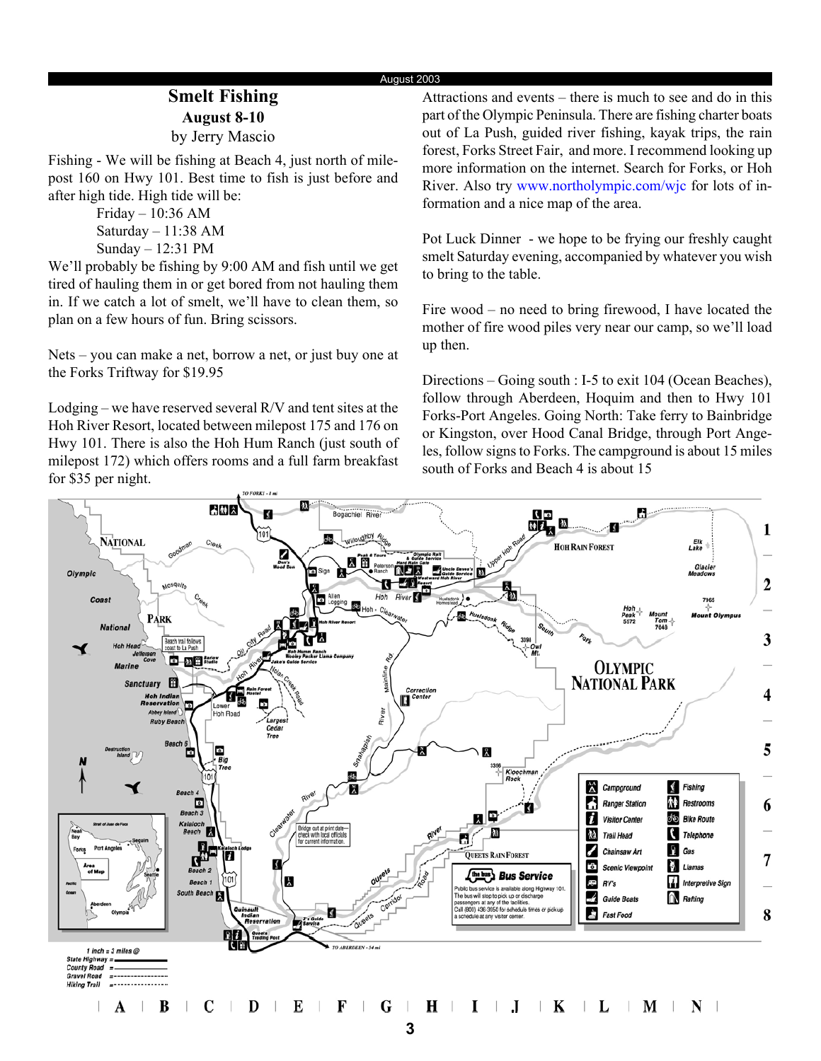## Smelt Fishing

**August 8-10**

by Jerry Mascio

Fishing - We will be fishing at Beach 4, just north of milepost 160 on Hwy 101. Best time to fish is just before and after high tide. High tide will be:

Friday – 10:36 AM
Saturday – 11:38 AM
Sunday – 12:31 PM

We'll probably be fishing by 9:00 AM and fish until we get tired of hauling them in or get bored from not hauling them in. If we catch a lot of smelt, we'll have to clean them, so plan on a few hours of fun. Bring scissors.

Nets – you can make a net, borrow a net, or just buy one at the Forks Triftway for $19.95

Lodging – we have reserved several R/V and tent sites at the Hoh River Resort, located between milepost 175 and 176 on Hwy 101. There is also the Hoh Hum Ranch (just south of milepost 172) which offers rooms and a full farm breakfast for $35 per night.

Attractions and events – there is much to see and do in this part of the Olympic Peninsula. There are fishing charter boats out of La Push, guided river fishing, kayak trips, the rain forest, Forks Street Fair, and more. I recommend looking up more information on the internet. Search for Forks, or Hoh River. Also try www.northolympic.com/wjc for lots of information and a nice map of the area.

Pot Luck Dinner - we hope to be frying our freshly caught smelt Saturday evening, accompanied by whatever you wish to bring to the table.

Fire wood – no need to bring firewood, I have located the mother of fire wood piles very near our camp, so we'll load up then.

Directions – Going south : I-5 to exit 104 (Ocean Beaches), follow through Aberdeen, Hoquim and then to Hwy 101 Forks-Port Angeles. Going North: Take ferry to Bainbridge or Kingston, over Hood Canal Bridge, through Port Angeles, follow signs to Forks. The campground is about 15 miles south of Forks and Beach 4 is about 15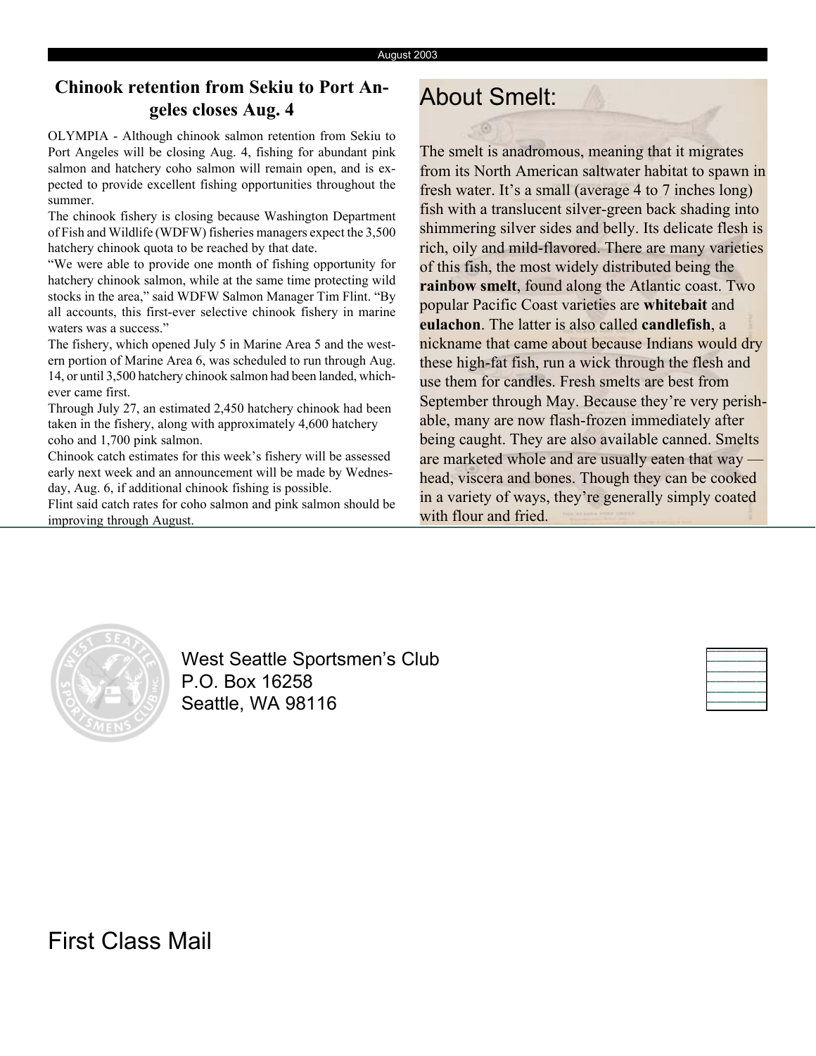## Chinook retention from Sekiu to Port Angeles closes Aug. 4

OLYMPIA - Although chinook salmon retention from Sekiu to Port Angeles will be closing Aug. 4, fishing for abundant pink salmon and hatchery coho salmon will remain open, and is expected to provide excellent fishing opportunities throughout the summer.

The chinook fishery is closing because Washington Department of Fish and Wildlife (WDFW) fisheries managers expect the 3,500 hatchery chinook quota to be reached by that date.

"We were able to provide one month of fishing opportunity for hatchery chinook salmon, while at the same time protecting wild stocks in the area," said WDFW Salmon Manager Tim Flint. "By all accounts, this first-ever selective chinook fishery in marine waters was a success."

The fishery, which opened July 5 in Marine Area 5 and the western portion of Marine Area 6, was scheduled to run through Aug. 14, or until 3,500 hatchery chinook salmon had been landed, whichever came first.

Through July 27, an estimated 2,450 hatchery chinook had been taken in the fishery, along with approximately 4,600 hatchery coho and 1,700 pink salmon.

Chinook catch estimates for this week's fishery will be assessed early next week and an announcement will be made by Wednesday, Aug. 6, if additional chinook fishing is possible.

Flint said catch rates for coho salmon and pink salmon should be improving through August.

## About Smelt:

The smelt is anadromous, meaning that it migrates from its North American saltwater habitat to spawn in fresh water. It's a small (average 4 to 7 inches long) fish with a translucent silver-green back shading into shimmering silver sides and belly. Its delicate flesh is rich, oily and mild-flavored. There are many varieties of this fish, the most widely distributed being the **rainbow smelt**, found along the Atlantic coast. Two popular Pacific Coast varieties are **whitebait** and **eulachon**. The latter is also called **candlefish**, a nickname that came about because Indians would dry these high-fat fish, run a wick through the flesh and use them for candles. Fresh smelts are best from September through May. Because they're very perishable, many are now flash-frozen immediately after being caught. They are also available canned. Smelts are marketed whole and are usually eaten that way — head, viscera and bones. Though they can be cooked in a variety of ways, they're generally simply coated with flour and fried.

West Seattle Sportsmen's Club
P.O. Box 16258
Seattle, WA 98116

First Class Mail